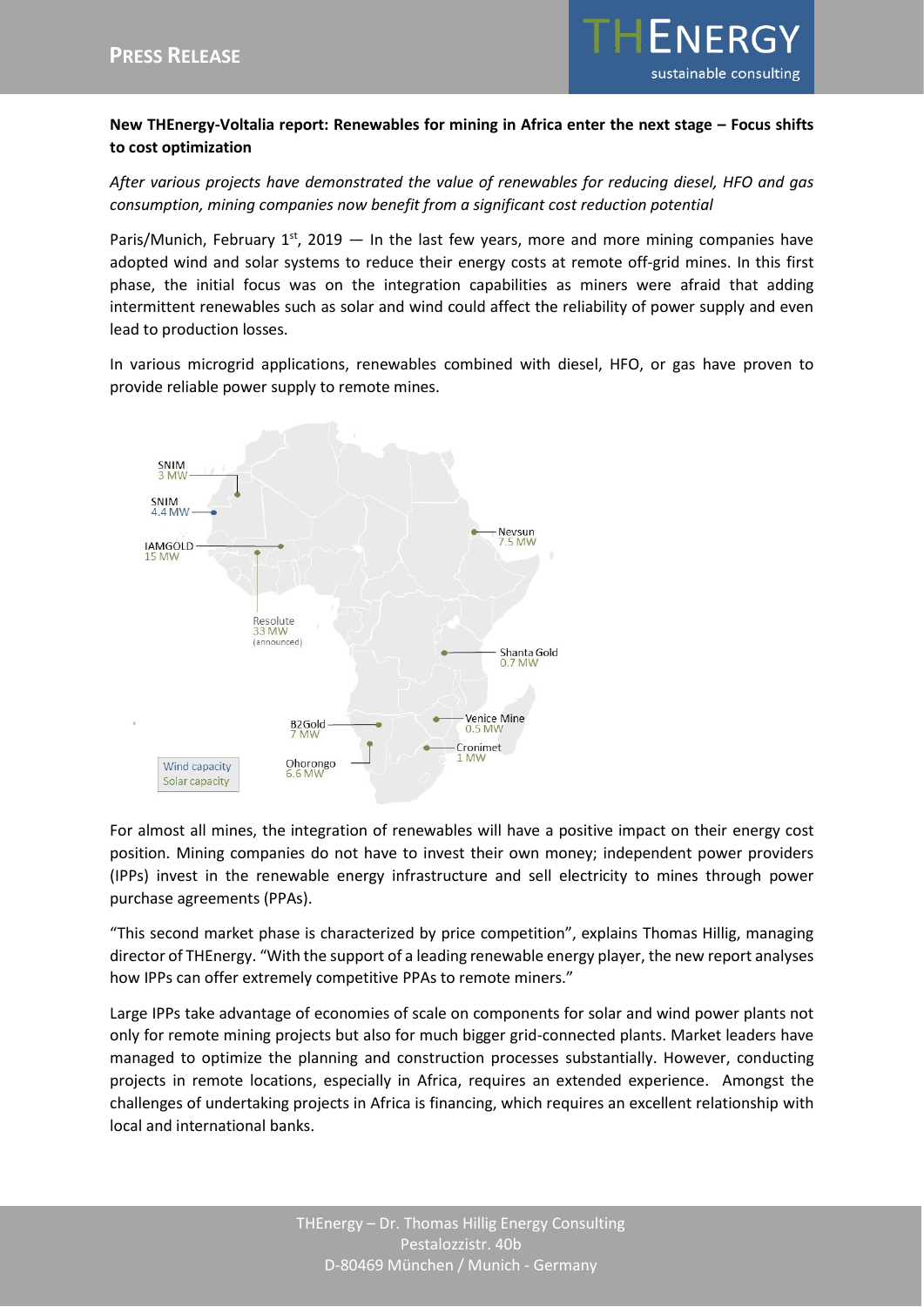**New THEnergy-Voltalia report: Renewables for mining in Africa enter the next stage – Focus shifts to cost optimization**

*After various projects have demonstrated the value of renewables for reducing diesel, HFO and gas consumption, mining companies now benefit from a significant cost reduction potential*

Paris/Munich, February 1st, 2019 — In the last few years, more and more mining companies have adopted wind and solar systems to reduce their energy costs at remote off-grid mines. In this first phase, the initial focus was on the integration capabilities as miners were afraid that adding intermittent renewables such as solar and wind could affect the reliability of power supply and even lead to production losses.

In various microgrid applications, renewables combined with diesel, HFO, or gas have proven to provide reliable power supply to remote mines.

For almost all mines, the integration of renewables will have a positive impact on their energy cost position. Mining companies do not have to invest their own money; independent power providers (IPPs) invest in the renewable energy infrastructure and sell electricity to mines through power purchase agreements (PPAs).

"This second market phase is characterized by price competition", explains Thomas Hillig, managing director of THEnergy. "With the support of a leading renewable energy player, the new report analyses how IPPs can offer extremely competitive PPAs to remote miners."

Large IPPs take advantage of economies of scale on components for solar and wind power plants not only for remote mining projects but also for much bigger grid-connected plants. Market leaders have managed to optimize the planning and construction processes substantially. However, conducting projects in remote locations, especially in Africa, requires an extended experience. Amongst the challenges of undertaking projects in Africa is financing, which requires an excellent relationship with local and international banks.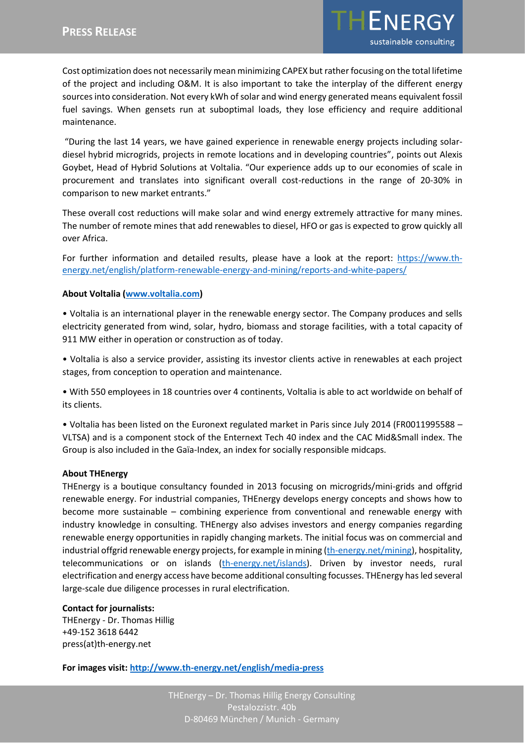Cost optimization does not necessarily mean minimizing CAPEX but rather focusing on the total lifetime of the project and including O&M. It is also important to take the interplay of the different energy sources into consideration. Not every kWh of solar and wind energy generated means equivalent fossil fuel savings. When gensets run at suboptimal loads, they lose efficiency and require additional maintenance.

"During the last 14 years, we have gained experience in renewable energy projects including solar-diesel hybrid microgrids, projects in remote locations and in developing countries", points out Alexis Goybet, Head of Hybrid Solutions at Voltalia. "Our experience adds up to our economies of scale in procurement and translates into significant overall cost-reductions in the range of 20-30% in comparison to new market entrants."

These overall cost reductions will make solar and wind energy extremely attractive for many mines. The number of remote mines that add renewables to diesel, HFO or gas is expected to grow quickly all over Africa.

For further information and detailed results, please have a look at the report: [https://www.th-energy.net/english/platform-renewable-energy-and-mining/reports-and-white-papers/](https://www.th-energy.net/english/platform-renewable-energy-and-mining/reports-and-white-papers/)

**About Voltalia ([www.voltalia.com](http://www.voltalia.com))**

• Voltalia is an international player in the renewable energy sector. The Company produces and sells electricity generated from wind, solar, hydro, biomass and storage facilities, with a total capacity of 911 MW either in operation or construction as of today.

• Voltalia is also a service provider, assisting its investor clients active in renewables at each project stages, from conception to operation and maintenance.

• With 550 employees in 18 countries over 4 continents, Voltalia is able to act worldwide on behalf of its clients.

• Voltalia has been listed on the Euronext regulated market in Paris since July 2014 (FR0011995588 – VLTSA) and is a component stock of the Enternext Tech 40 index and the CAC Mid&Small index. The Group is also included in the Gaïa-Index, an index for socially responsible midcaps.

**About THEnergy**

THEnergy is a boutique consultancy founded in 2013 focusing on microgrids/mini-grids and offgrid renewable energy. For industrial companies, THEnergy develops energy concepts and shows how to become more sustainable – combining experience from conventional and renewable energy with industry knowledge in consulting. THEnergy also advises investors and energy companies regarding renewable energy opportunities in rapidly changing markets. The initial focus was on commercial and industrial offgrid renewable energy projects, for example in mining ([th-energy.net/mining](http://th-energy.net/mining)), hospitality, telecommunications or on islands ([th-energy.net/islands](http://th-energy.net/islands)). Driven by investor needs, rural electrification and energy access have become additional consulting focusses. THEnergy has led several large-scale due diligence processes in rural electrification.

**Contact for journalists:**
THEnergy - Dr. Thomas Hillig
+49-152 3618 6442
press(at)th-energy.net

**For images visit: [http://www.th-energy.net/english/media-press](http://www.th-energy.net/english/media-press)**

THEnergy – Dr. Thomas Hillig Energy Consulting
Pestalozzistr. 40b
D-80469 München / Munich - Germany